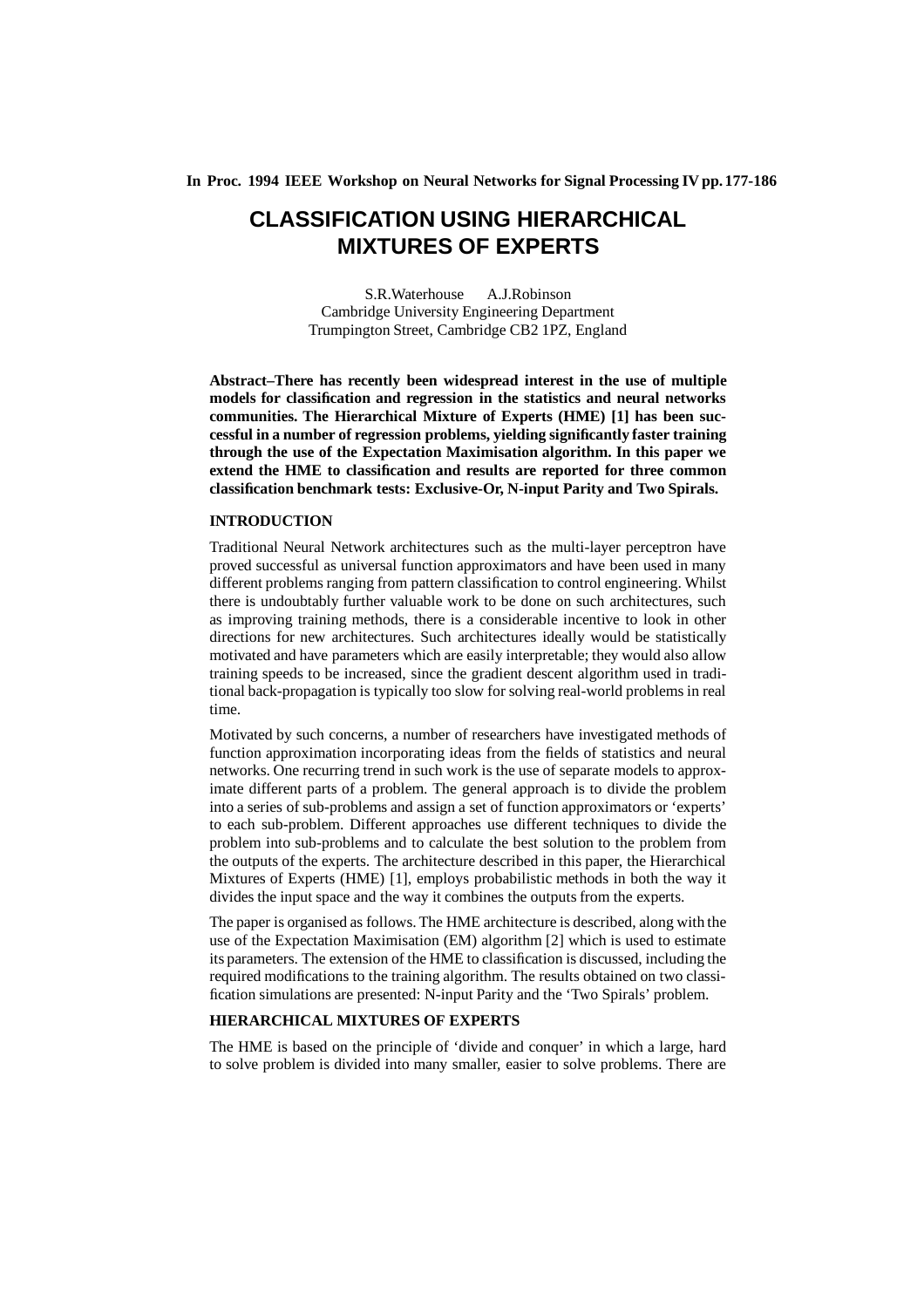In Proc. 1994 IEEE Workshop on Neural Networks for Signal Processing IV pp. 177-186

# CLASSIFICATION USING HIERARCHICAL MIXTURES OF EXPERTS

S.R.Waterhouse A.J.Robinson
Cambridge University Engineering Department
Trumpington Street, Cambridge CB2 1PZ, England

**Abstract–There has recently been widespread interest in the use of multiple models for classification and regression in the statistics and neural networks communities. The Hierarchical Mixture of Experts (HME) [1] has been successful in a number of regression problems, yielding significantly faster training through the use of the Expectation Maximisation algorithm. In this paper we extend the HME to classification and results are reported for three common classification benchmark tests: Exclusive-Or, N-input Parity and Two Spirals.**

## INTRODUCTION

Traditional Neural Network architectures such as the multi-layer perceptron have proved successful as universal function approximators and have been used in many different problems ranging from pattern classification to control engineering. Whilst there is undoubtably further valuable work to be done on such architectures, such as improving training methods, there is a considerable incentive to look in other directions for new architectures. Such architectures ideally would be statistically motivated and have parameters which are easily interpretable; they would also allow training speeds to be increased, since the gradient descent algorithm used in traditional back-propagation is typically too slow for solving real-world problems in real time.

Motivated by such concerns, a number of researchers have investigated methods of function approximation incorporating ideas from the fields of statistics and neural networks. One recurring trend in such work is the use of separate models to approximate different parts of a problem. The general approach is to divide the problem into a series of sub-problems and assign a set of function approximators or 'experts' to each sub-problem. Different approaches use different techniques to divide the problem into sub-problems and to calculate the best solution to the problem from the outputs of the experts. The architecture described in this paper, the Hierarchical Mixtures of Experts (HME) [1], employs probabilistic methods in both the way it divides the input space and the way it combines the outputs from the experts.

The paper is organised as follows. The HME architecture is described, along with the use of the Expectation Maximisation (EM) algorithm [2] which is used to estimate its parameters. The extension of the HME to classification is discussed, including the required modifications to the training algorithm. The results obtained on two classification simulations are presented: N-input Parity and the 'Two Spirals' problem.

## HIERARCHICAL MIXTURES OF EXPERTS

The HME is based on the principle of 'divide and conquer' in which a large, hard to solve problem is divided into many smaller, easier to solve problems. There are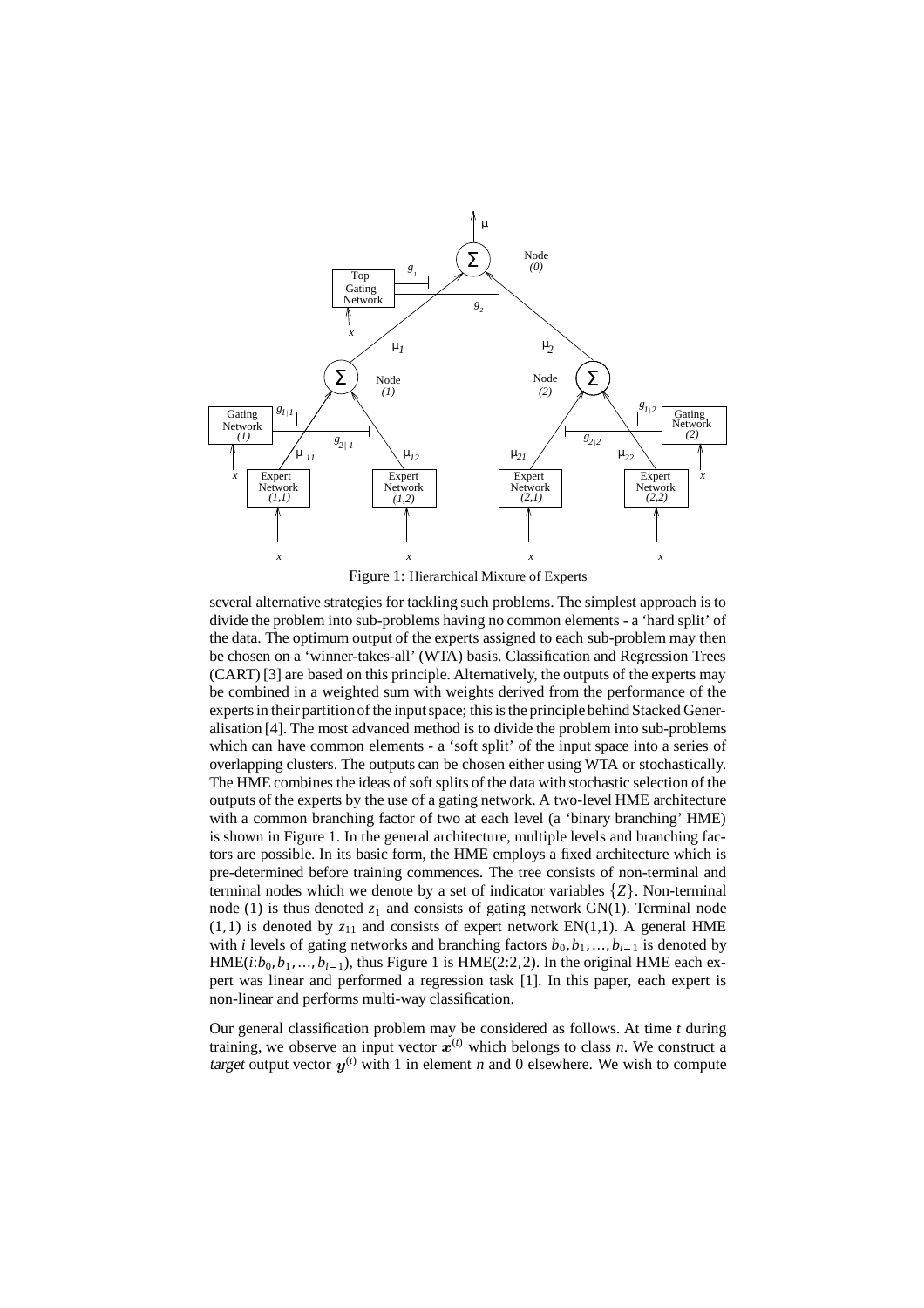Figure 1: Hierarchical Mixture of Experts

several alternative strategies for tackling such problems. The simplest approach is to divide the problem into sub-problems having no common elements - a 'hard split' of the data. The optimum output of the experts assigned to each sub-problem may then be chosen on a 'winner-takes-all' (WTA) basis. Classification and Regression Trees (CART) [3] are based on this principle. Alternatively, the outputs of the experts may be combined in a weighted sum with weights derived from the performance of the experts in their partition of the input space; this is the principle behind Stacked Generalisation [4]. The most advanced method is to divide the problem into sub-problems which can have common elements - a 'soft split' of the input space into a series of overlapping clusters. The outputs can be chosen either using WTA or stochastically. The HME combines the ideas of soft splits of the data with stochastic selection of the outputs of the experts by the use of a gating network. A two-level HME architecture with a common branching factor of two at each level (a 'binary branching' HME) is shown in Figure 1. In the general architecture, multiple levels and branching factors are possible. In its basic form, the HME employs a fixed architecture which is pre-determined before training commences. The tree consists of non-terminal and terminal nodes which we denote by a set of indicator variables $\{Z\}$. Non-terminal node (1) is thus denoted $z_1$ and consists of gating network GN(1). Terminal node $(1,1)$ is denoted by $z_{11}$ and consists of expert network EN(1,1). A general HME with $i$ levels of gating networks and branching factors $b_0, b_1, \ldots, b_{i-1}$ is denoted by HME($i$:$b_0, b_1, \ldots, b_{i-1}$), thus Figure 1 is HME(2:2,2). In the original HME each expert was linear and performed a regression task [1]. In this paper, each expert is non-linear and performs multi-way classification.

Our general classification problem may be considered as follows. At time $t$ during training, we observe an input vector $\boldsymbol{x}^{(t)}$ which belongs to class $n$. We construct a *target* output vector $\boldsymbol{y}^{(t)}$ with 1 in element $n$ and 0 elsewhere. We wish to compute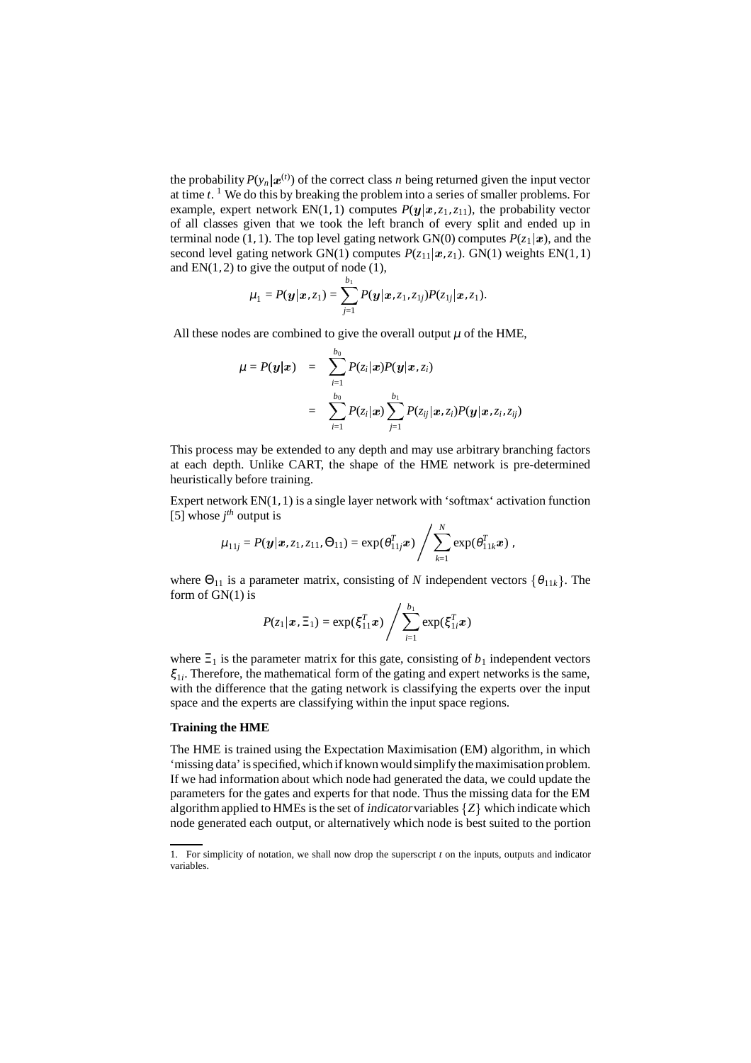the probability $P(y_n|\boldsymbol{x}^{(t)})$ of the correct class $n$ being returned given the input vector at time $t$. [1] We do this by breaking the problem into a series of smaller problems. For example, expert network EN(1,1) computes $P(\boldsymbol{y}|\boldsymbol{x}, z_1, z_{11})$, the probability vector of all classes given that we took the left branch of every split and ended up in terminal node (1,1). The top level gating network GN(0) computes $P(z_1|\boldsymbol{x})$, and the second level gating network GN(1) computes $P(z_{11}|\boldsymbol{x}, z_1)$. GN(1) weights EN(1,1) and EN(1,2) to give the output of node (1),

$$\mu_1 = P(\boldsymbol{y}|\boldsymbol{x}, z_1) = \sum_{j=1}^{b_1} P(\boldsymbol{y}|\boldsymbol{x}, z_1, z_{1j}) P(z_{1j}|\boldsymbol{x}, z_1).$$

All these nodes are combined to give the overall output $\mu$ of the HME,

$$\begin{aligned}
\mu = P(\boldsymbol{y}|\boldsymbol{x}) &= \sum_{i=1}^{b_0} P(z_i|\boldsymbol{x}) P(\boldsymbol{y}|\boldsymbol{x}, z_i) \\
&= \sum_{i=1}^{b_0} P(z_i|\boldsymbol{x}) \sum_{j=1}^{b_1} P(z_{ij}|\boldsymbol{x}, z_i) P(\boldsymbol{y}|\boldsymbol{x}, z_i, z_{ij})
\end{aligned}$$

This process may be extended to any depth and may use arbitrary branching factors at each depth. Unlike CART, the shape of the HME network is pre-determined heuristically before training.

Expert network EN(1,1) is a single layer network with 'softmax' activation function [5] whose $j^{th}$ output is

$$\mu_{11j} = P(\boldsymbol{y}|\boldsymbol{x}, z_1, z_{11}, \Theta_{11}) = \exp(\theta_{11j}^T \boldsymbol{x}) \Bigg/ \sum_{k=1}^{N} \exp(\theta_{11k}^T \boldsymbol{x}) \,,$$

where $\Theta_{11}$ is a parameter matrix, consisting of $N$ independent vectors $\{\theta_{11k}\}$. The form of GN(1) is

$$P(z_1|\boldsymbol{x}, \Xi_1) = \exp(\xi_{11}^T \boldsymbol{x}) \Bigg/ \sum_{i=1}^{b_1} \exp(\xi_{1i}^T \boldsymbol{x})$$

where $\Xi_1$ is the parameter matrix for this gate, consisting of $b_1$ independent vectors $\xi_{1i}$. Therefore, the mathematical form of the gating and expert networks is the same, with the difference that the gating network is classifying the experts over the input space and the experts are classifying within the input space regions.

**Training the HME**

The HME is trained using the Expectation Maximisation (EM) algorithm, in which 'missing data' is specified, which if known would simplify the maximisation problem. If we had information about which node had generated the data, we could update the parameters for the gates and experts for that node. Thus the missing data for the EM algorithm applied to HMEs is the set of *indicator* variables $\{Z\}$ which indicate which node generated each output, or alternatively which node is best suited to the portion

1. For simplicity of notation, we shall now drop the superscript $t$ on the inputs, outputs and indicator variables.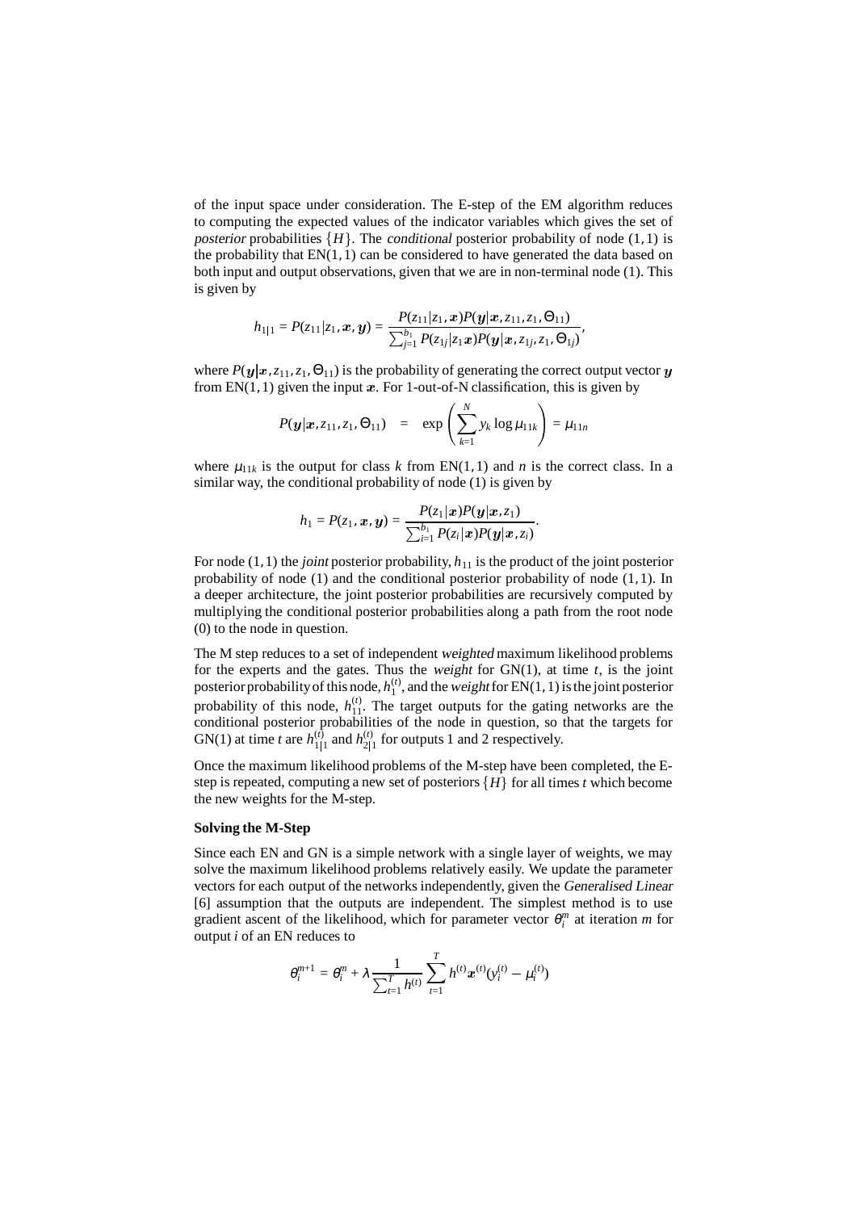of the input space under consideration. The E-step of the EM algorithm reduces to computing the expected values of the indicator variables which gives the set of *posterior* probabilities $\{H\}$. The *conditional* posterior probability of node $(1,1)$ is the probability that $\mathrm{EN}(1,1)$ can be considered to have generated the data based on both input and output observations, given that we are in non-terminal node (1). This is given by

$$h_{1|1} = P(z_{11}|z_1, \boldsymbol{x}, \boldsymbol{y}) = \frac{P(z_{11}|z_1, \boldsymbol{x})P(\boldsymbol{y}|\boldsymbol{x}, z_{11}, z_1, \Theta_{11})}{\sum_{j=1}^{b_1} P(z_{1j}|z_1\boldsymbol{x})P(\boldsymbol{y}|\boldsymbol{x}, z_{1j}, z_1, \Theta_{1j})},$$

where $P(\boldsymbol{y}|\boldsymbol{x}, z_{11}, z_1, \Theta_{11})$ is the probability of generating the correct output vector $\boldsymbol{y}$ from $\mathrm{EN}(1,1)$ given the input $\boldsymbol{x}$. For 1-out-of-N classification, this is given by

$$P(\boldsymbol{y}|\boldsymbol{x}, z_{11}, z_1, \Theta_{11}) \quad = \quad \exp\left(\sum_{k=1}^{N} y_k \log \mu_{11k}\right) = \mu_{11n}$$

where $\mu_{11k}$ is the output for class $k$ from $\mathrm{EN}(1,1)$ and $n$ is the correct class. In a similar way, the conditional probability of node (1) is given by

$$h_1 = P(z_1, \boldsymbol{x}, \boldsymbol{y}) = \frac{P(z_1|\boldsymbol{x})P(\boldsymbol{y}|\boldsymbol{x}, z_1)}{\sum_{i=1}^{b_1} P(z_i|\boldsymbol{x})P(\boldsymbol{y}|\boldsymbol{x}, z_i)}.$$

For node $(1,1)$ the *joint* posterior probability, $h_{11}$ is the product of the joint posterior probability of node (1) and the conditional posterior probability of node $(1,1)$. In a deeper architecture, the joint posterior probabilities are recursively computed by multiplying the conditional posterior probabilities along a path from the root node (0) to the node in question.

The M step reduces to a set of independent *weighted* maximum likelihood problems for the experts and the gates. Thus the *weight* for GN(1), at time $t$, is the joint posterior probability of this node, $h_1^{(t)}$, and the *weight* for $\mathrm{EN}(1,1)$ is the joint posterior probability of this node, $h_{11}^{(t)}$. The target outputs for the gating networks are the conditional posterior probabilities of the node in question, so that the targets for GN(1) at time $t$ are $h_{1|1}^{(t)}$ and $h_{2|1}^{(t)}$ for outputs 1 and 2 respectively.

Once the maximum likelihood problems of the M-step have been completed, the E-step is repeated, computing a new set of posteriors $\{H\}$ for all times $t$ which become the new weights for the M-step.

**Solving the M-Step**

Since each EN and GN is a simple network with a single layer of weights, we may solve the maximum likelihood problems relatively easily. We update the parameter vectors for each output of the networks independently, given the *Generalised Linear* [6] assumption that the outputs are independent. The simplest method is to use gradient ascent of the likelihood, which for parameter vector $\theta_i^m$ at iteration $m$ for output $i$ of an EN reduces to

$$\theta_i^{m+1} = \theta_i^m + \lambda \frac{1}{\sum_{t=1}^{T} h^{(t)}} \sum_{t=1}^{T} h^{(t)} \boldsymbol{x}^{(t)} (y_i^{(t)} - \mu_i^{(t)})$$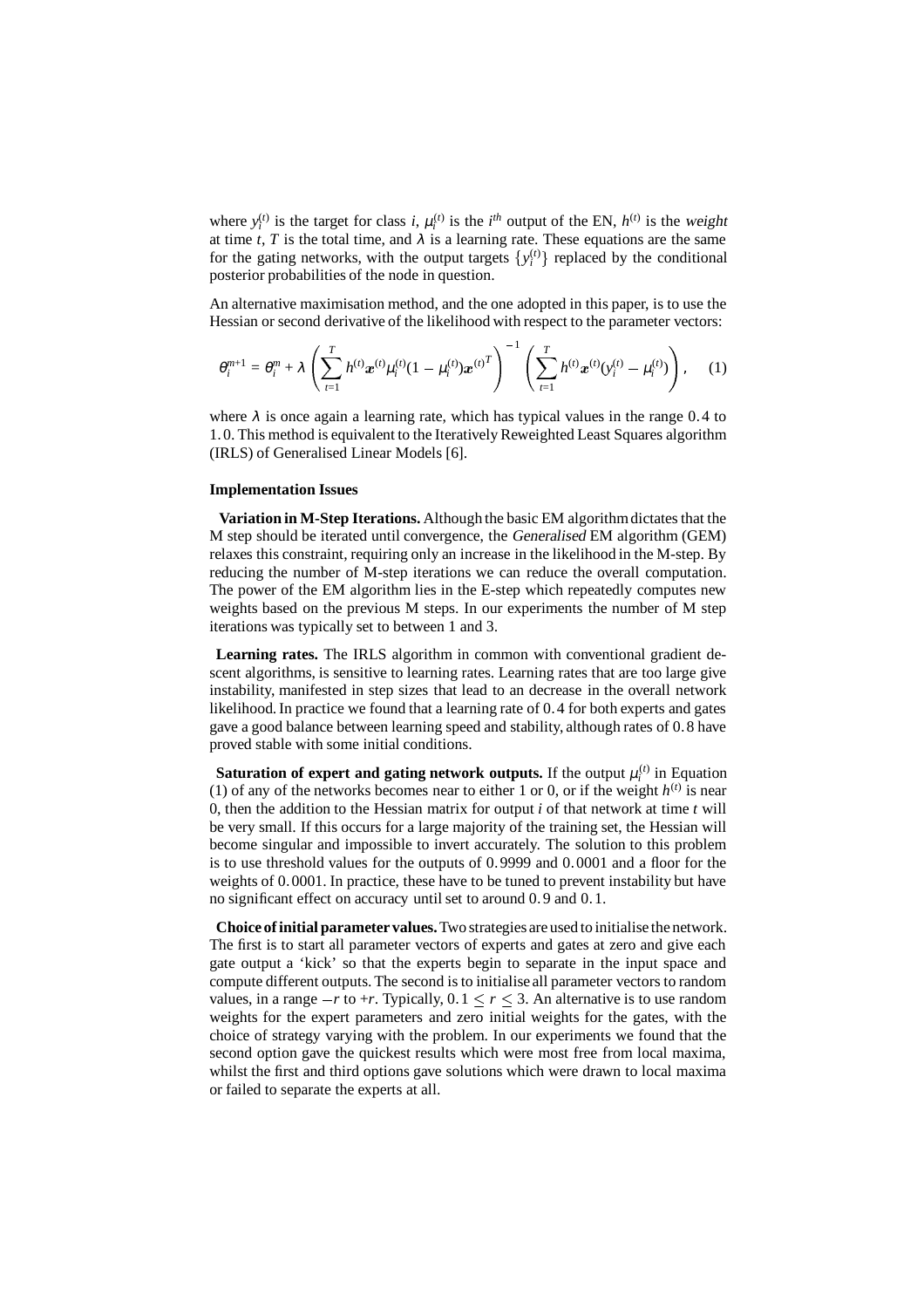where $y_i^{(t)}$ is the target for class $i$, $\mu_i^{(t)}$ is the $i^{th}$ output of the EN, $h^{(t)}$ is the *weight* at time $t$, $T$ is the total time, and $\lambda$ is a learning rate. These equations are the same for the gating networks, with the output targets $\{y_i^{(t)}\}$ replaced by the conditional posterior probabilities of the node in question.

An alternative maximisation method, and the one adopted in this paper, is to use the Hessian or second derivative of the likelihood with respect to the parameter vectors:

$$\theta_i^{m+1} = \theta_i^m + \lambda \left( \sum_{t=1}^{T} h^{(t)} \boldsymbol{x}^{(t)} \mu_i^{(t)} (1 - \mu_i^{(t)}) \boldsymbol{x}^{(t)^T} \right)^{-1} \left( \sum_{t=1}^{T} h^{(t)} \boldsymbol{x}^{(t)} (y_i^{(t)} - \mu_i^{(t)}) \right), \quad (1)$$

where $\lambda$ is once again a learning rate, which has typical values in the range 0.4 to 1.0. This method is equivalent to the Iteratively Reweighted Least Squares algorithm (IRLS) of Generalised Linear Models [6].

#### Implementation Issues

**Variation in M-Step Iterations.** Although the basic EM algorithm dictates that the M step should be iterated until convergence, the *Generalised* EM algorithm (GEM) relaxes this constraint, requiring only an increase in the likelihood in the M-step. By reducing the number of M-step iterations we can reduce the overall computation. The power of the EM algorithm lies in the E-step which repeatedly computes new weights based on the previous M steps. In our experiments the number of M step iterations was typically set to between 1 and 3.

**Learning rates.** The IRLS algorithm in common with conventional gradient descent algorithms, is sensitive to learning rates. Learning rates that are too large give instability, manifested in step sizes that lead to an decrease in the overall network likelihood. In practice we found that a learning rate of 0.4 for both experts and gates gave a good balance between learning speed and stability, although rates of 0.8 have proved stable with some initial conditions.

**Saturation of expert and gating network outputs.** If the output $\mu_i^{(t)}$ in Equation (1) of any of the networks becomes near to either 1 or 0, or if the weight $h^{(t)}$ is near 0, then the addition to the Hessian matrix for output $i$ of that network at time $t$ will be very small. If this occurs for a large majority of the training set, the Hessian will become singular and impossible to invert accurately. The solution to this problem is to use threshold values for the outputs of 0.9999 and 0.0001 and a floor for the weights of 0.0001. In practice, these have to be tuned to prevent instability but have no significant effect on accuracy until set to around 0.9 and 0.1.

**Choice of initial parameter values.** Two strategies are used to initialise the network. The first is to start all parameter vectors of experts and gates at zero and give each gate output a 'kick' so that the experts begin to separate in the input space and compute different outputs. The second is to initialise all parameter vectors to random values, in a range $-r$ to $+r$. Typically, $0.1 \leq r \leq 3$. An alternative is to use random weights for the expert parameters and zero initial weights for the gates, with the choice of strategy varying with the problem. In our experiments we found that the second option gave the quickest results which were most free from local maxima, whilst the first and third options gave solutions which were drawn to local maxima or failed to separate the experts at all.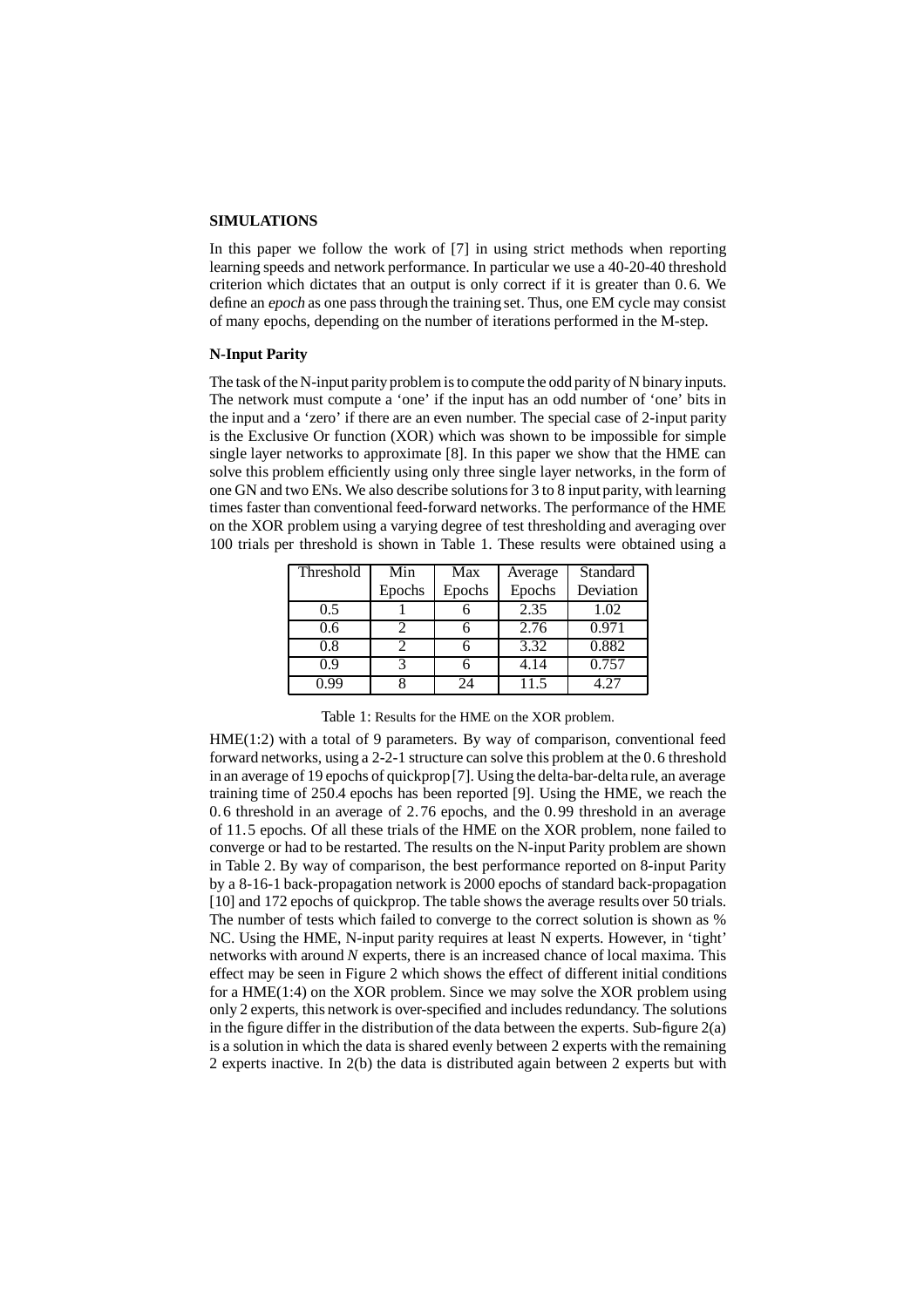## SIMULATIONS

In this paper we follow the work of [7] in using strict methods when reporting learning speeds and network performance. In particular we use a 40-20-40 threshold criterion which dictates that an output is only correct if it is greater than 0.6. We define an *epoch* as one pass through the training set. Thus, one EM cycle may consist of many epochs, depending on the number of iterations performed in the M-step.

### N-Input Parity

The task of the N-input parity problem is to compute the odd parity of N binary inputs. The network must compute a 'one' if the input has an odd number of 'one' bits in the input and a 'zero' if there are an even number. The special case of 2-input parity is the Exclusive Or function (XOR) which was shown to be impossible for simple single layer networks to approximate [8]. In this paper we show that the HME can solve this problem efficiently using only three single layer networks, in the form of one GN and two ENs. We also describe solutions for 3 to 8 input parity, with learning times faster than conventional feed-forward networks. The performance of the HME on the XOR problem using a varying degree of test thresholding and averaging over 100 trials per threshold is shown in Table 1. These results were obtained using a

| Threshold | Min Epochs | Max Epochs | Average Epochs | Standard Deviation |
|---|---|---|---|---|
| 0.5 | 1 | 6 | 2.35 | 1.02 |
| 0.6 | 2 | 6 | 2.76 | 0.971 |
| 0.8 | 2 | 6 | 3.32 | 0.882 |
| 0.9 | 3 | 6 | 4.14 | 0.757 |
| 0.99 | 8 | 24 | 11.5 | 4.27 |

Table 1: Results for the HME on the XOR problem.

HME(1:2) with a total of 9 parameters. By way of comparison, conventional feed forward networks, using a 2-2-1 structure can solve this problem at the 0.6 threshold in an average of 19 epochs of quickprop [7]. Using the delta-bar-delta rule, an average training time of 250.4 epochs has been reported [9]. Using the HME, we reach the 0.6 threshold in an average of 2.76 epochs, and the 0.99 threshold in an average of 11.5 epochs. Of all these trials of the HME on the XOR problem, none failed to converge or had to be restarted. The results on the N-input Parity problem are shown in Table 2. By way of comparison, the best performance reported on 8-input Parity by a 8-16-1 back-propagation network is 2000 epochs of standard back-propagation [10] and 172 epochs of quickprop. The table shows the average results over 50 trials. The number of tests which failed to converge to the correct solution is shown as % NC. Using the HME, N-input parity requires at least N experts. However, in 'tight' networks with around $N$ experts, there is an increased chance of local maxima. This effect may be seen in Figure 2 which shows the effect of different initial conditions for a HME(1:4) on the XOR problem. Since we may solve the XOR problem using only 2 experts, this network is over-specified and includes redundancy. The solutions in the figure differ in the distribution of the data between the experts. Sub-figure 2(a) is a solution in which the data is shared evenly between 2 experts with the remaining 2 experts inactive. In 2(b) the data is distributed again between 2 experts but with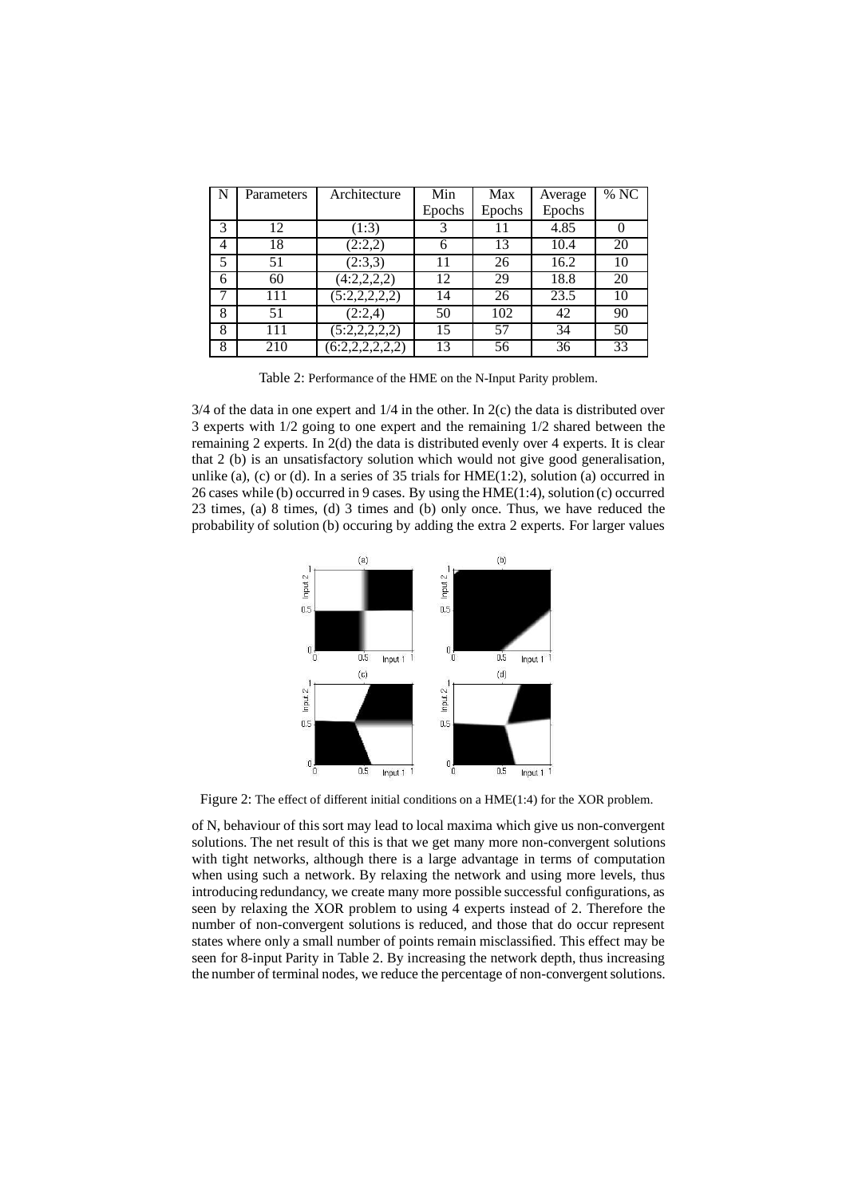| N | Parameters | Architecture | Min Epochs | Max Epochs | Average Epochs | % NC |
|---|---|---|---|---|---|---|
| 3 | 12 | (1:3) | 3 | 11 | 4.85 | 0 |
| 4 | 18 | (2:2,2) | 6 | 13 | 10.4 | 20 |
| 5 | 51 | (2:3,3) | 11 | 26 | 16.2 | 10 |
| 6 | 60 | (4:2,2,2,2) | 12 | 29 | 18.8 | 20 |
| 7 | 111 | (5:2,2,2,2,2) | 14 | 26 | 23.5 | 10 |
| 8 | 51 | (2:2,4) | 50 | 102 | 42 | 90 |
| 8 | 111 | (5:2,2,2,2,2) | 15 | 57 | 34 | 50 |
| 8 | 210 | (6:2,2,2,2,2,2) | 13 | 56 | 36 | 33 |

Table 2: Performance of the HME on the N-Input Parity problem.

3/4 of the data in one expert and 1/4 in the other. In 2(c) the data is distributed over 3 experts with 1/2 going to one expert and the remaining 1/2 shared between the remaining 2 experts. In 2(d) the data is distributed evenly over 4 experts. It is clear that 2 (b) is an unsatisfactory solution which would not give good generalisation, unlike (a), (c) or (d). In a series of 35 trials for HME(1:2), solution (a) occurred in 26 cases while (b) occurred in 9 cases. By using the HME(1:4), solution (c) occurred 23 times, (a) 8 times, (d) 3 times and (b) only once. Thus, we have reduced the probability of solution (b) occuring by adding the extra 2 experts. For larger values

Figure 2: The effect of different initial conditions on a HME(1:4) for the XOR problem.

of N, behaviour of this sort may lead to local maxima which give us non-convergent solutions. The net result of this is that we get many more non-convergent solutions with tight networks, although there is a large advantage in terms of computation when using such a network. By relaxing the network and using more levels, thus introducing redundancy, we create many more possible successful configurations, as seen by relaxing the XOR problem to using 4 experts instead of 2. Therefore the number of non-convergent solutions is reduced, and those that do occur represent states where only a small number of points remain misclassified. This effect may be seen for 8-input Parity in Table 2. By increasing the network depth, thus increasing the number of terminal nodes, we reduce the percentage of non-convergent solutions.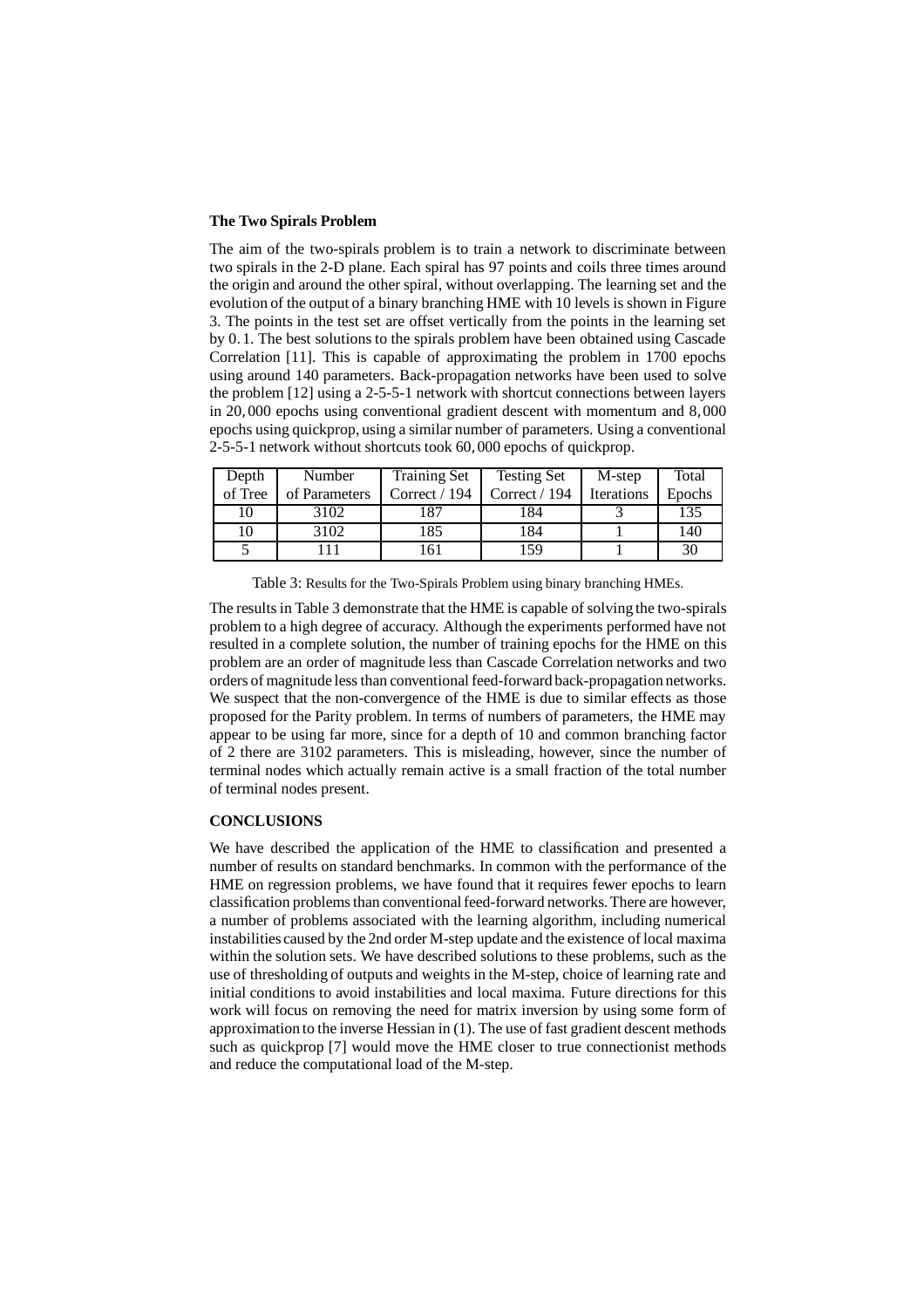**The Two Spirals Problem**

The aim of the two-spirals problem is to train a network to discriminate between two spirals in the 2-D plane. Each spiral has 97 points and coils three times around the origin and around the other spiral, without overlapping. The learning set and the evolution of the output of a binary branching HME with 10 levels is shown in Figure 3. The points in the test set are offset vertically from the points in the learning set by $0.1$. The best solutions to the spirals problem have been obtained using Cascade Correlation [11]. This is capable of approximating the problem in 1700 epochs using around 140 parameters. Back-propagation networks have been used to solve the problem [12] using a 2-5-5-1 network with shortcut connections between layers in $20,000$ epochs using conventional gradient descent with momentum and $8,000$ epochs using quickprop, using a similar number of parameters. Using a conventional 2-5-5-1 network without shortcuts took $60,000$ epochs of quickprop.

| Depth of Tree | Number of Parameters | Training Set Correct / 194 | Testing Set Correct / 194 | M-step Iterations | Total Epochs |
|---|---|---|---|---|---|
| 10 | 3102 | 187 | 184 | 3 | 135 |
| 10 | 3102 | 185 | 184 | 1 | 140 |
| 5 | 111 | 161 | 159 | 1 | 30 |

Table 3: Results for the Two-Spirals Problem using binary branching HMEs.

The results in Table 3 demonstrate that the HME is capable of solving the two-spirals problem to a high degree of accuracy. Although the experiments performed have not resulted in a complete solution, the number of training epochs for the HME on this problem are an order of magnitude less than Cascade Correlation networks and two orders of magnitude less than conventional feed-forward back-propagation networks. We suspect that the non-convergence of the HME is due to similar effects as those proposed for the Parity problem. In terms of numbers of parameters, the HME may appear to be using far more, since for a depth of 10 and common branching factor of 2 there are 3102 parameters. This is misleading, however, since the number of terminal nodes which actually remain active is a small fraction of the total number of terminal nodes present.

**CONCLUSIONS**

We have described the application of the HME to classification and presented a number of results on standard benchmarks. In common with the performance of the HME on regression problems, we have found that it requires fewer epochs to learn classification problems than conventional feed-forward networks. There are however, a number of problems associated with the learning algorithm, including numerical instabilities caused by the 2nd order M-step update and the existence of local maxima within the solution sets. We have described solutions to these problems, such as the use of thresholding of outputs and weights in the M-step, choice of learning rate and initial conditions to avoid instabilities and local maxima. Future directions for this work will focus on removing the need for matrix inversion by using some form of approximation to the inverse Hessian in (1). The use of fast gradient descent methods such as quickprop [7] would move the HME closer to true connectionist methods and reduce the computational load of the M-step.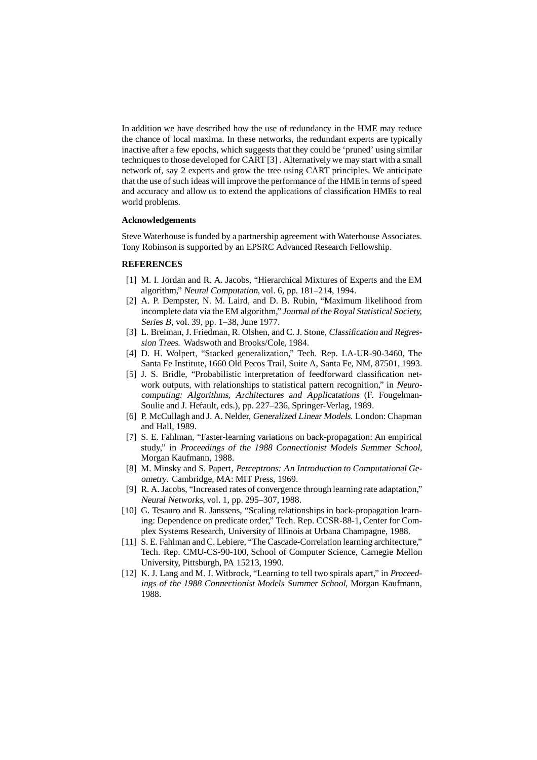In addition we have described how the use of redundancy in the HME may reduce the chance of local maxima. In these networks, the redundant experts are typically inactive after a few epochs, which suggests that they could be 'pruned' using similar techniques to those developed for CART [3] . Alternatively we may start with a small network of, say 2 experts and grow the tree using CART principles. We anticipate that the use of such ideas will improve the performance of the HME in terms of speed and accuracy and allow us to extend the applications of classification HMEs to real world problems.

### Acknowledgements

Steve Waterhouse is funded by a partnership agreement with Waterhouse Associates. Tony Robinson is supported by an EPSRC Advanced Research Fellowship.

### REFERENCES

[1] M. I. Jordan and R. A. Jacobs, "Hierarchical Mixtures of Experts and the EM algorithm," *Neural Computation*, vol. 6, pp. 181–214, 1994.

[2] A. P. Dempster, N. M. Laird, and D. B. Rubin, "Maximum likelihood from incomplete data via the EM algorithm," *Journal of the Royal Statistical Society, Series B*, vol. 39, pp. 1–38, June 1977.

[3] L. Breiman, J. Friedman, R. Olshen, and C. J. Stone, *Classification and Regression Trees*. Wadswoth and Brooks/Cole, 1984.

[4] D. H. Wolpert, "Stacked generalization," Tech. Rep. LA-UR-90-3460, The Santa Fe Institute, 1660 Old Pecos Trail, Suite A, Santa Fe, NM, 87501, 1993.

[5] J. S. Bridle, "Probabilistic interpretation of feedforward classification network outputs, with relationships to statistical pattern recognition," in *Neurocomputing: Algorithms, Architectures and Applicatations* (F. Fougelman-Soulie and J. Hérault, eds.), pp. 227–236, Springer-Verlag, 1989.

[6] P. McCullagh and J. A. Nelder, *Generalized Linear Models*. London: Chapman and Hall, 1989.

[7] S. E. Fahlman, "Faster-learning variations on back-propagation: An empirical study," in *Proceedings of the 1988 Connectionist Models Summer School*, Morgan Kaufmann, 1988.

[8] M. Minsky and S. Papert, *Perceptrons: An Introduction to Computational Geometry*. Cambridge, MA: MIT Press, 1969.

[9] R. A. Jacobs, "Increased rates of convergence through learning rate adaptation," *Neural Networks*, vol. 1, pp. 295–307, 1988.

[10] G. Tesauro and R. Janssens, "Scaling relationships in back-propagation learning: Dependence on predicate order," Tech. Rep. CCSR-88-1, Center for Complex Systems Research, University of Illinois at Urbana Champagne, 1988.

[11] S. E. Fahlman and C. Lebiere, "The Cascade-Correlation learning architecture," Tech. Rep. CMU-CS-90-100, School of Computer Science, Carnegie Mellon University, Pittsburgh, PA 15213, 1990.

[12] K. J. Lang and M. J. Witbrock, "Learning to tell two spirals apart," in *Proceedings of the 1988 Connectionist Models Summer School*, Morgan Kaufmann, 1988.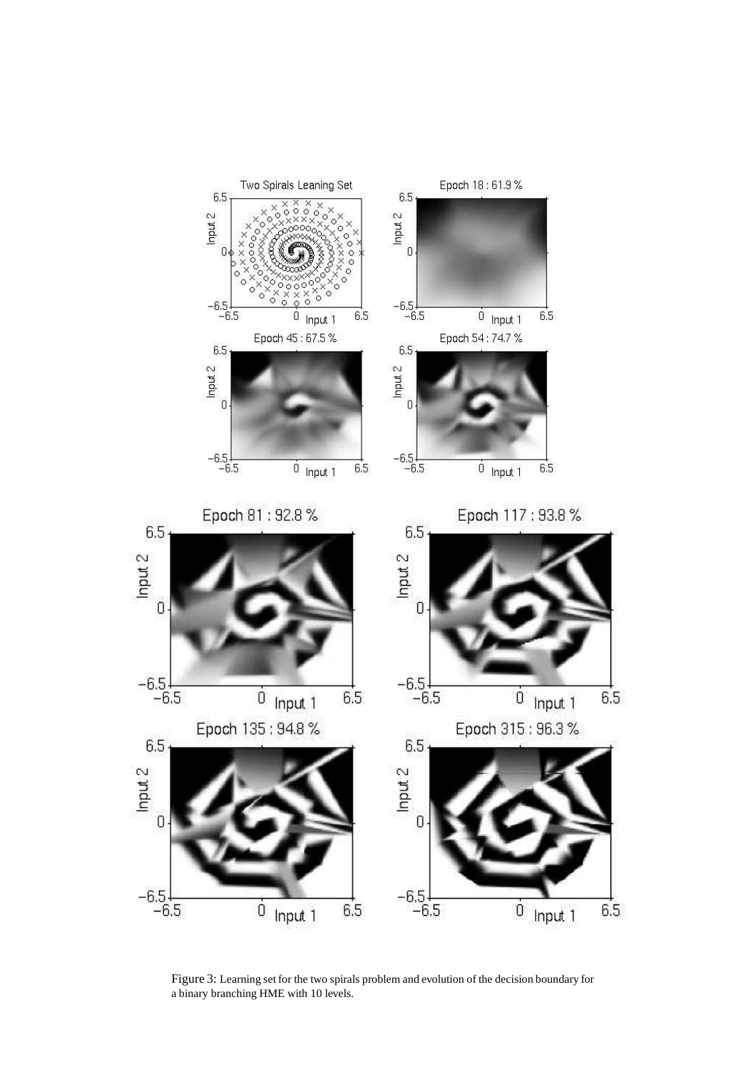Two Spirals Leaning Set

6.5

Input 2

0

-6.5

-6.5

0

Input 1

6.5

Epoch 18 : 61.9 %

Epoch 45 : 67.5 %

Epoch 54 : 74.7 %

Epoch 81 : 92.8 %

Epoch 117 : 93.8 %

Epoch 135 : 94.8 %

Epoch 315 : 96.3 %

Figure 3: Learning set for the two spirals problem and evolution of the decision boundary for a binary branching HME with 10 levels.